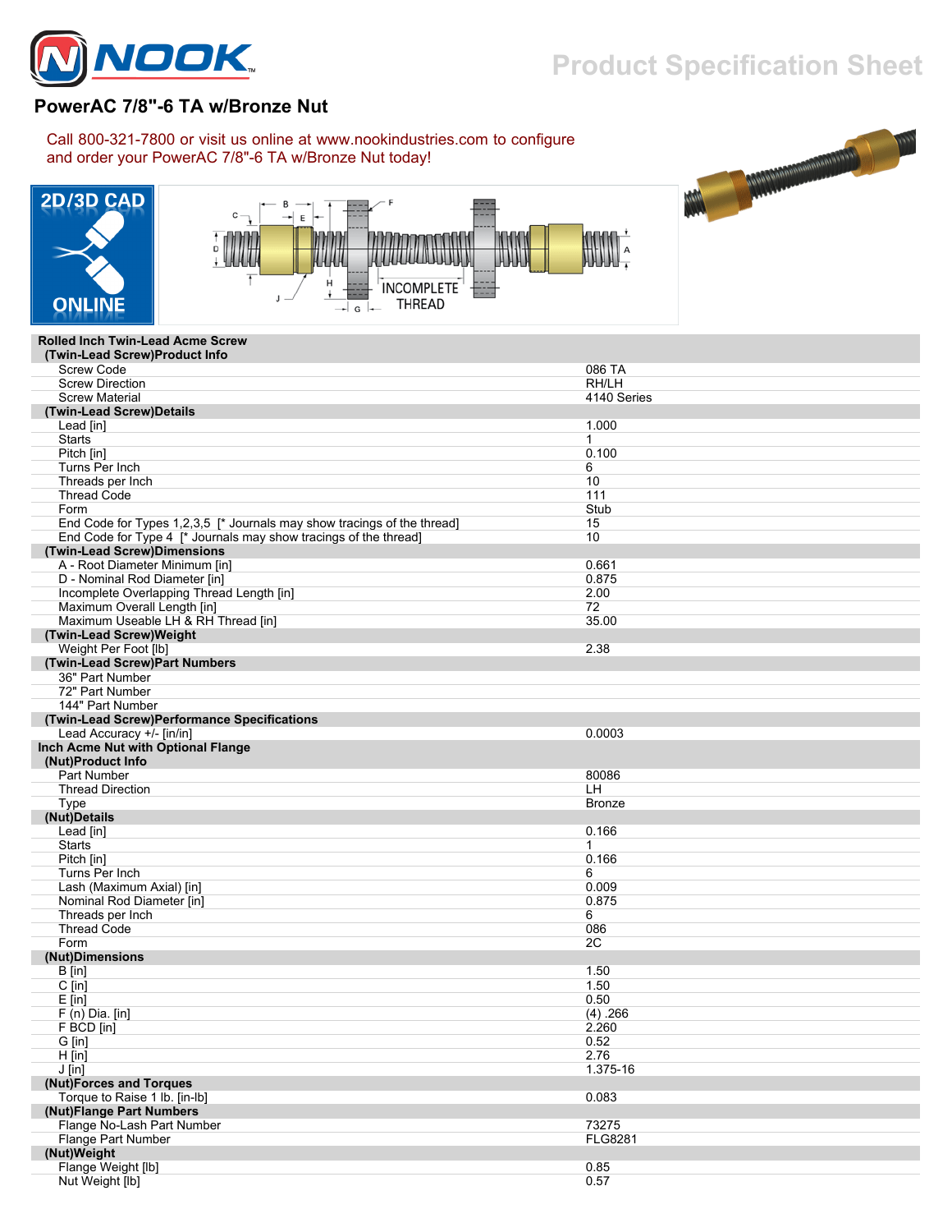# PowerAC 7/8"-6 TA w/Bronze Nut

Call 800-321-7800 or visit us online at www.nookindustries.com to configure and order your PowerAC 7/8"-6 TA w/Bronze Nut today!

2D/3D CAD ONLINE

| | |
|---|---|
| **Rolled Inch Twin-Lead Acme Screw** | |
| **(Twin-Lead Screw)Product Info** | |
| Screw Code | 086 TA |
| Screw Direction | RH/LH |
| Screw Material | 4140 Series |
| **(Twin-Lead Screw)Details** | |
| Lead [in] | 1.000 |
| Starts | 1 |
| Pitch [in] | 0.100 |
| Turns Per Inch | 6 |
| Threads per Inch | 10 |
| Thread Code | 111 |
| Form | Stub |
| End Code for Types 1,2,3,5 [* Journals may show tracings of the thread] | 15 |
| End Code for Type 4 [* Journals may show tracings of the thread] | 10 |
| **(Twin-Lead Screw)Dimensions** | |
| A - Root Diameter Minimum [in] | 0.661 |
| D - Nominal Rod Diameter [in] | 0.875 |
| Incomplete Overlapping Thread Length [in] | 2.00 |
| Maximum Overall Length [in] | 72 |
| Maximum Useable LH & RH Thread [in] | 35.00 |
| **(Twin-Lead Screw)Weight** | |
| Weight Per Foot [lb] | 2.38 |
| **(Twin-Lead Screw)Part Numbers** | |
| 36" Part Number | |
| 72" Part Number | |
| 144" Part Number | |
| **(Twin-Lead Screw)Performance Specifications** | |
| Lead Accuracy +/- [in/in] | 0.0003 |
| **Inch Acme Nut with Optional Flange** | |
| **(Nut)Product Info** | |
| Part Number | 80086 |
| Thread Direction | LH |
| Type | Bronze |
| **(Nut)Details** | |
| Lead [in] | 0.166 |
| Starts | 1 |
| Pitch [in] | 0.166 |
| Turns Per Inch | 6 |
| Lash (Maximum Axial) [in] | 0.009 |
| Nominal Rod Diameter [in] | 0.875 |
| Threads per Inch | 6 |
| Thread Code | 086 |
| Form | 2C |
| **(Nut)Dimensions** | |
| B [in] | 1.50 |
| C [in] | 1.50 |
| E [in] | 0.50 |
| F (n) Dia. [in] | (4) .266 |
| F BCD [in] | 2.260 |
| G [in] | 0.52 |
| H [in] | 2.76 |
| J [in] | 1.375-16 |
| **(Nut)Forces and Torques** | |
| Torque to Raise 1 lb. [in-lb] | 0.083 |
| **(Nut)Flange Part Numbers** | |
| Flange No-Lash Part Number | 73275 |
| Flange Part Number | FLG8281 |
| **(Nut)Weight** | |
| Flange Weight [lb] | 0.85 |
| Nut Weight [lb] | 0.57 |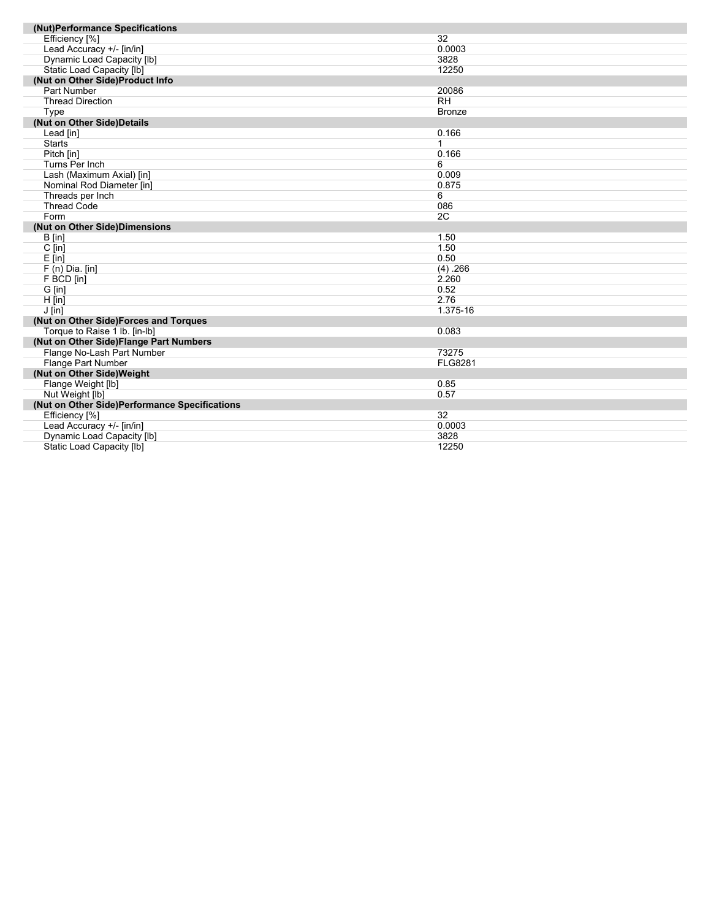| | |
|---|---|
| **(Nut)Performance Specifications** | |
| Efficiency [%] | 32 |
| Lead Accuracy +/- [in/in] | 0.0003 |
| Dynamic Load Capacity [lb] | 3828 |
| Static Load Capacity [lb] | 12250 |
| **(Nut on Other Side)Product Info** | |
| Part Number | 20086 |
| Thread Direction | RH |
| Type | Bronze |
| **(Nut on Other Side)Details** | |
| Lead [in] | 0.166 |
| Starts | 1 |
| Pitch [in] | 0.166 |
| Turns Per Inch | 6 |
| Lash (Maximum Axial) [in] | 0.009 |
| Nominal Rod Diameter [in] | 0.875 |
| Threads per Inch | 6 |
| Thread Code | 086 |
| Form | 2C |
| **(Nut on Other Side)Dimensions** | |
| B [in] | 1.50 |
| C [in] | 1.50 |
| E [in] | 0.50 |
| F (n) Dia. [in] | (4) .266 |
| F BCD [in] | 2.260 |
| G [in] | 0.52 |
| H [in] | 2.76 |
| J [in] | 1.375-16 |
| **(Nut on Other Side)Forces and Torques** | |
| Torque to Raise 1 lb. [in-lb] | 0.083 |
| **(Nut on Other Side)Flange Part Numbers** | |
| Flange No-Lash Part Number | 73275 |
| Flange Part Number | FLG8281 |
| **(Nut on Other Side)Weight** | |
| Flange Weight [lb] | 0.85 |
| Nut Weight [lb] | 0.57 |
| **(Nut on Other Side)Performance Specifications** | |
| Efficiency [%] | 32 |
| Lead Accuracy +/- [in/in] | 0.0003 |
| Dynamic Load Capacity [lb] | 3828 |
| Static Load Capacity [lb] | 12250 |